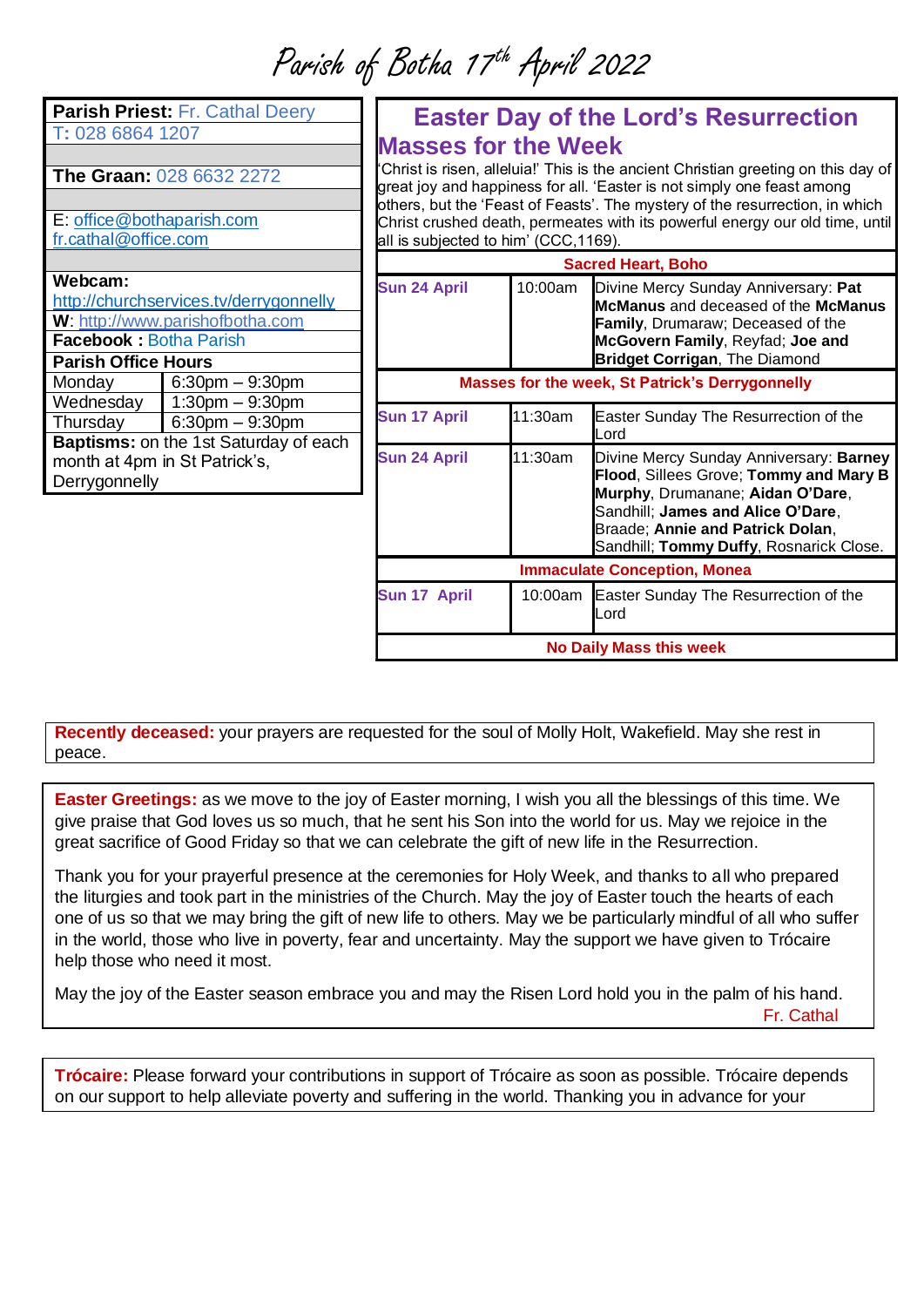# Parish of Botha 17th April 2022

| **Parish Priest:** Fr. Cathal Deery | |
|---|---|
| T: 028 6864 1207 | |
| | |
| **The Graan:** 028 6632 2272 | |
| | |
| E: office@bothaparish.com fr.cathal@office.com | |
| | |
| **Webcam:** http://churchservices.tv/derrygonnelly | |
| **W**: http://www.parishofbotha.com | |
| **Facebook :** Botha Parish | |
| **Parish Office Hours** | |
| Monday | 6:30pm – 9:30pm |
| Wednesday | 1:30pm – 9:30pm |
| Thursday | 6:30pm – 9:30pm |
| **Baptisms:** on the 1st Saturday of each month at 4pm in St Patrick's, Derrygonnelly | |

## Easter Day of the Lord's Resurrection

## Masses for the Week

'Christ is risen, alleluia!' This is the ancient Christian greeting on this day of great joy and happiness for all. 'Easter is not simply one feast among others, but the 'Feast of Feasts'. The mystery of the resurrection, in which Christ crushed death, permeates with its powerful energy our old time, until all is subjected to him' (CCC,1169).

| **Sacred Heart, Boho** | | |
|---|---|---|
| **Sun 24 April** | 10:00am | Divine Mercy Sunday Anniversary: **Pat McManus** and deceased of the **McManus Family**, Drumaraw; Deceased of the **McGovern Family**, Reyfad; **Joe and Bridget Corrigan**, The Diamond |
| **Masses for the week, St Patrick's Derrygonnelly** | | |
| **Sun 17 April** | 11:30am | Easter Sunday The Resurrection of the Lord |
| **Sun 24 April** | 11:30am | Divine Mercy Sunday Anniversary: **Barney Flood**, Sillees Grove; **Tommy and Mary B Murphy**, Drumanane; **Aidan O'Dare**, Sandhill; **James and Alice O'Dare**, Braade; **Annie and Patrick Dolan**, Sandhill; **Tommy Duffy**, Rosnarick Close. |
| **Immaculate Conception, Monea** | | |
| **Sun 17 April** | 10:00am | Easter Sunday The Resurrection of the Lord |
| **No Daily Mass this week** | | |

**Recently deceased:** your prayers are requested for the soul of Molly Holt, Wakefield. May she rest in peace.

**Easter Greetings:** as we move to the joy of Easter morning, I wish you all the blessings of this time. We give praise that God loves us so much, that he sent his Son into the world for us. May we rejoice in the great sacrifice of Good Friday so that we can celebrate the gift of new life in the Resurrection.

Thank you for your prayerful presence at the ceremonies for Holy Week, and thanks to all who prepared the liturgies and took part in the ministries of the Church. May the joy of Easter touch the hearts of each one of us so that we may bring the gift of new life to others. May we be particularly mindful of all who suffer in the world, those who live in poverty, fear and uncertainty. May the support we have given to Trócaire help those who need it most.

May the joy of the Easter season embrace you and may the Risen Lord hold you in the palm of his hand.

Fr. Cathal

**Trócaire:** Please forward your contributions in support of Trócaire as soon as possible. Trócaire depends on our support to help alleviate poverty and suffering in the world. Thanking you in advance for your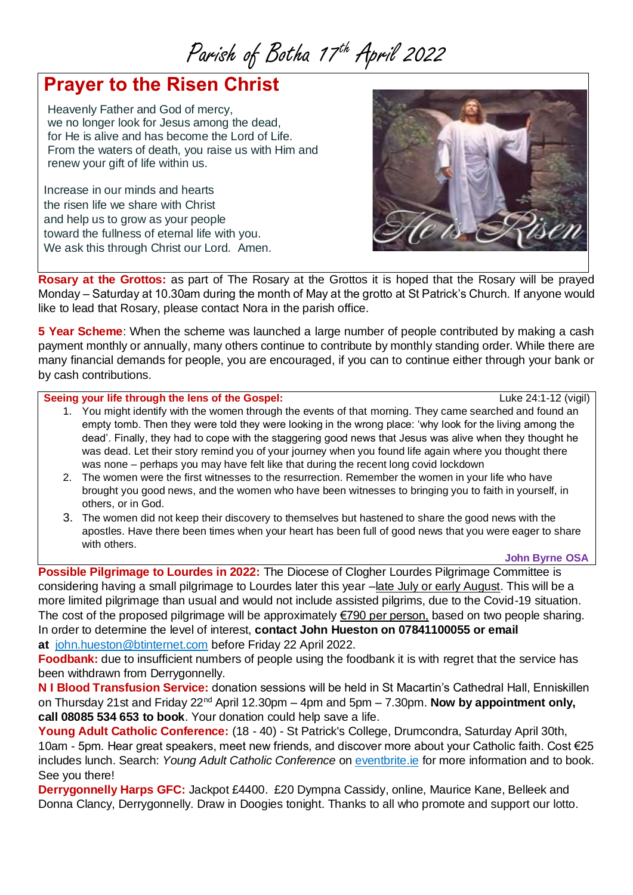# Parish of Botha 17th April 2022

## Prayer to the Risen Christ

Heavenly Father and God of mercy,
we no longer look for Jesus among the dead,
for He is alive and has become the Lord of Life.
From the waters of death, you raise us with Him and
renew your gift of life within us.

Increase in our minds and hearts
the risen life we share with Christ
and help us to grow as your people
toward the fullness of eternal life with you.
We ask this through Christ our Lord. Amen.

**Rosary at the Grottos:** as part of The Rosary at the Grottos it is hoped that the Rosary will be prayed Monday – Saturday at 10.30am during the month of May at the grotto at St Patrick's Church. If anyone would like to lead that Rosary, please contact Nora in the parish office.

**5 Year Scheme**: When the scheme was launched a large number of people contributed by making a cash payment monthly or annually, many others continue to contribute by monthly standing order. While there are many financial demands for people, you are encouraged, if you can to continue either through your bank or by cash contributions.

**Seeing your life through the lens of the Gospel:** Luke 24:1-12 (vigil)

1. You might identify with the women through the events of that morning. They came searched and found an empty tomb. Then they were told they were looking in the wrong place: 'why look for the living among the dead'. Finally, they had to cope with the staggering good news that Jesus was alive when they thought he was dead. Let their story remind you of your journey when you found life again where you thought there was none – perhaps you may have felt like that during the recent long covid lockdown
2. The women were the first witnesses to the resurrection. Remember the women in your life who have brought you good news, and the women who have been witnesses to bringing you to faith in yourself, in others, or in God.
3. The women did not keep their discovery to themselves but hastened to share the good news with the apostles. Have there been times when your heart has been full of good news that you were eager to share with others.

**John Byrne OSA**

**Possible Pilgrimage to Lourdes in 2022:** The Diocese of Clogher Lourdes Pilgrimage Committee is considering having a small pilgrimage to Lourdes later this year –late July or early August. This will be a more limited pilgrimage than usual and would not include assisted pilgrims, due to the Covid-19 situation. The cost of the proposed pilgrimage will be approximately €790 per person, based on two people sharing. In order to determine the level of interest, **contact John Hueston on 07841100055 or email at** john.hueston@btinternet.com before Friday 22 April 2022.

**Foodbank:** due to insufficient numbers of people using the foodbank it is with regret that the service has been withdrawn from Derrygonnelly.

**N I Blood Transfusion Service:** donation sessions will be held in St Macartin's Cathedral Hall, Enniskillen on Thursday 21st and Friday 22nd April 12.30pm – 4pm and 5pm – 7.30pm. **Now by appointment only, call 08085 534 653 to book**. Your donation could help save a life.

**Young Adult Catholic Conference:** (18 - 40) - St Patrick's College, Drumcondra, Saturday April 30th, 10am - 5pm. Hear great speakers, meet new friends, and discover more about your Catholic faith. Cost €25 includes lunch. Search: *Young Adult Catholic Conference* on eventbrite.ie for more information and to book. See you there!

**Derrygonnelly Harps GFC:** Jackpot £4400. £20 Dympna Cassidy, online, Maurice Kane, Belleek and Donna Clancy, Derrygonnelly. Draw in Doogies tonight. Thanks to all who promote and support our lotto.